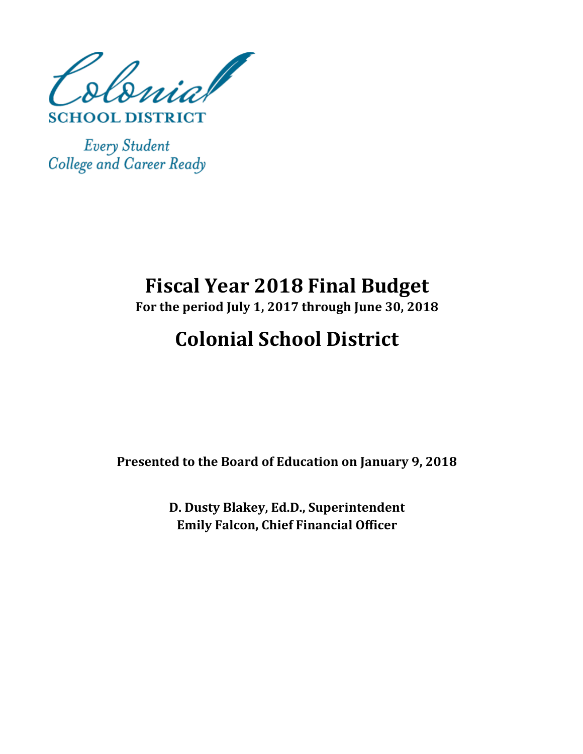Colonial

SCHOOL DISTRICT

*Every Student*
*College and Career Ready*

# Fiscal Year 2018 Final Budget

**For the period July 1, 2017 through June 30, 2018**

# Colonial School District

**Presented to the Board of Education on January 9, 2018**

**D. Dusty Blakey, Ed.D., Superintendent**
**Emily Falcon, Chief Financial Officer**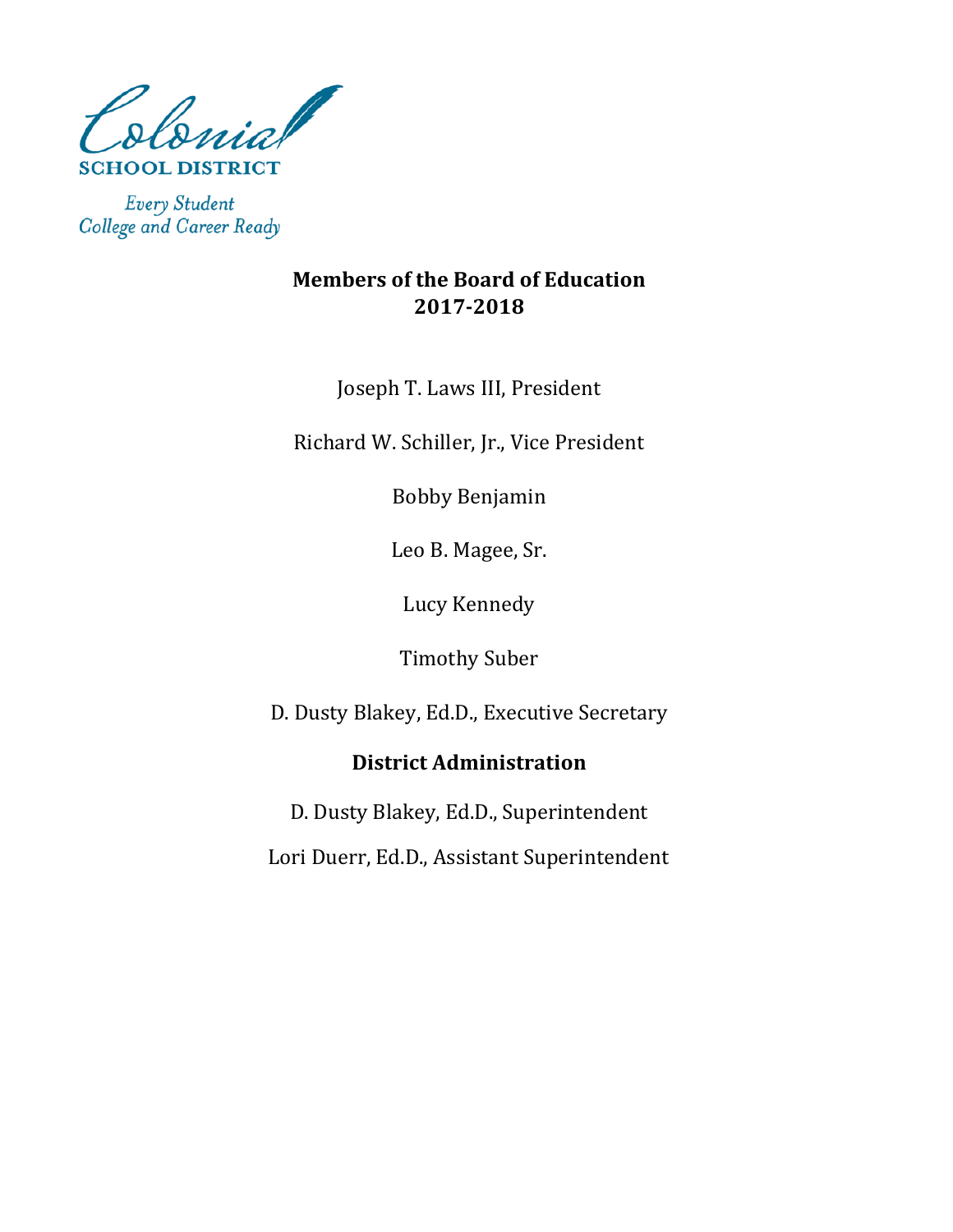Colonial
SCHOOL DISTRICT

*Every Student*
*College and Career Ready*

## Members of the Board of Education
## 2017-2018

Joseph T. Laws III, President

Richard W. Schiller, Jr., Vice President

Bobby Benjamin

Leo B. Magee, Sr.

Lucy Kennedy

Timothy Suber

D. Dusty Blakey, Ed.D., Executive Secretary

## District Administration

D. Dusty Blakey, Ed.D., Superintendent

Lori Duerr, Ed.D., Assistant Superintendent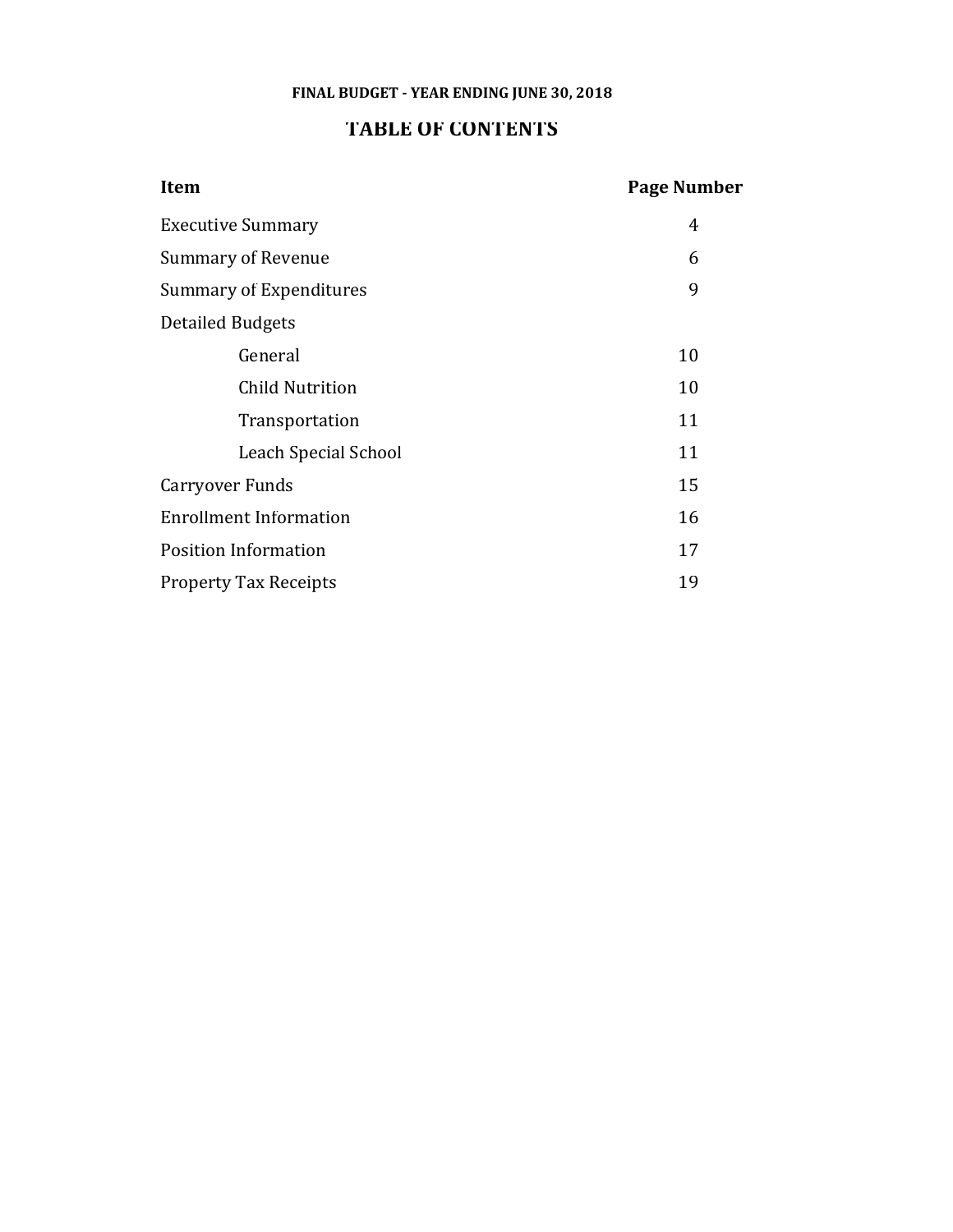**FINAL BUDGET - YEAR ENDING JUNE 30, 2018**

# TABLE OF CONTENTS

| Item | Page Number |
|---|---|
| Executive Summary | 4 |
| Summary of Revenue | 6 |
| Summary of Expenditures | 9 |
| Detailed Budgets | |
| General | 10 |
| Child Nutrition | 10 |
| Transportation | 11 |
| Leach Special School | 11 |
| Carryover Funds | 15 |
| Enrollment Information | 16 |
| Position Information | 17 |
| Property Tax Receipts | 19 |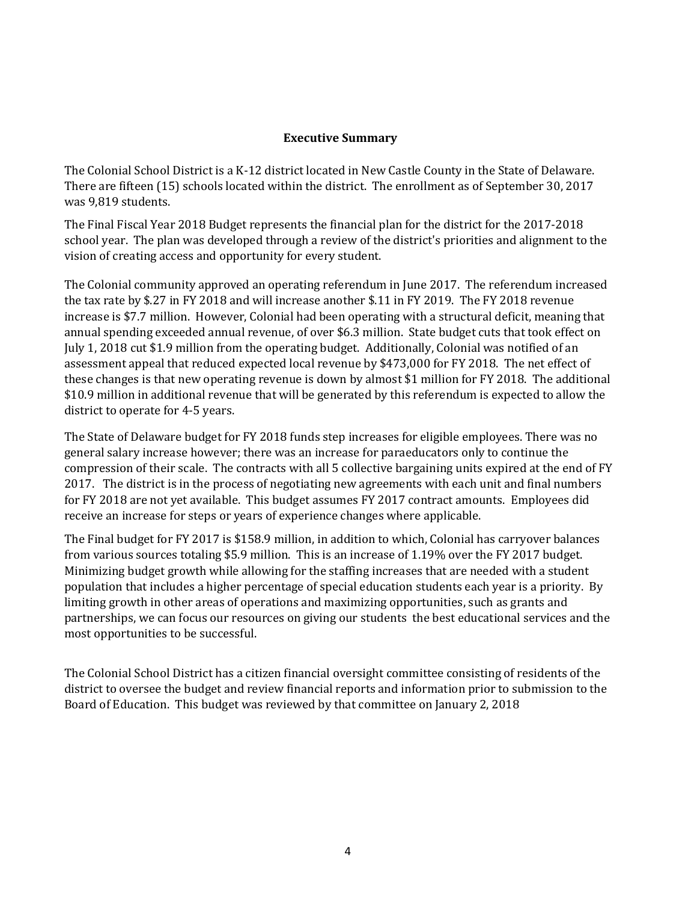## Executive Summary

The Colonial School District is a K-12 district located in New Castle County in the State of Delaware. There are fifteen (15) schools located within the district. The enrollment as of September 30, 2017 was 9,819 students.

The Final Fiscal Year 2018 Budget represents the financial plan for the district for the 2017-2018 school year. The plan was developed through a review of the district's priorities and alignment to the vision of creating access and opportunity for every student.

The Colonial community approved an operating referendum in June 2017. The referendum increased the tax rate by $.27 in FY 2018 and will increase another $.11 in FY 2019. The FY 2018 revenue increase is $7.7 million. However, Colonial had been operating with a structural deficit, meaning that annual spending exceeded annual revenue, of over $6.3 million. State budget cuts that took effect on July 1, 2018 cut $1.9 million from the operating budget. Additionally, Colonial was notified of an assessment appeal that reduced expected local revenue by $473,000 for FY 2018. The net effect of these changes is that new operating revenue is down by almost $1 million for FY 2018. The additional $10.9 million in additional revenue that will be generated by this referendum is expected to allow the district to operate for 4-5 years.

The State of Delaware budget for FY 2018 funds step increases for eligible employees. There was no general salary increase however; there was an increase for paraeducators only to continue the compression of their scale. The contracts with all 5 collective bargaining units expired at the end of FY 2017. The district is in the process of negotiating new agreements with each unit and final numbers for FY 2018 are not yet available. This budget assumes FY 2017 contract amounts. Employees did receive an increase for steps or years of experience changes where applicable.

The Final budget for FY 2017 is $158.9 million, in addition to which, Colonial has carryover balances from various sources totaling $5.9 million. This is an increase of 1.19% over the FY 2017 budget. Minimizing budget growth while allowing for the staffing increases that are needed with a student population that includes a higher percentage of special education students each year is a priority. By limiting growth in other areas of operations and maximizing opportunities, such as grants and partnerships, we can focus our resources on giving our students the best educational services and the most opportunities to be successful.

The Colonial School District has a citizen financial oversight committee consisting of residents of the district to oversee the budget and review financial reports and information prior to submission to the Board of Education. This budget was reviewed by that committee on January 2, 2018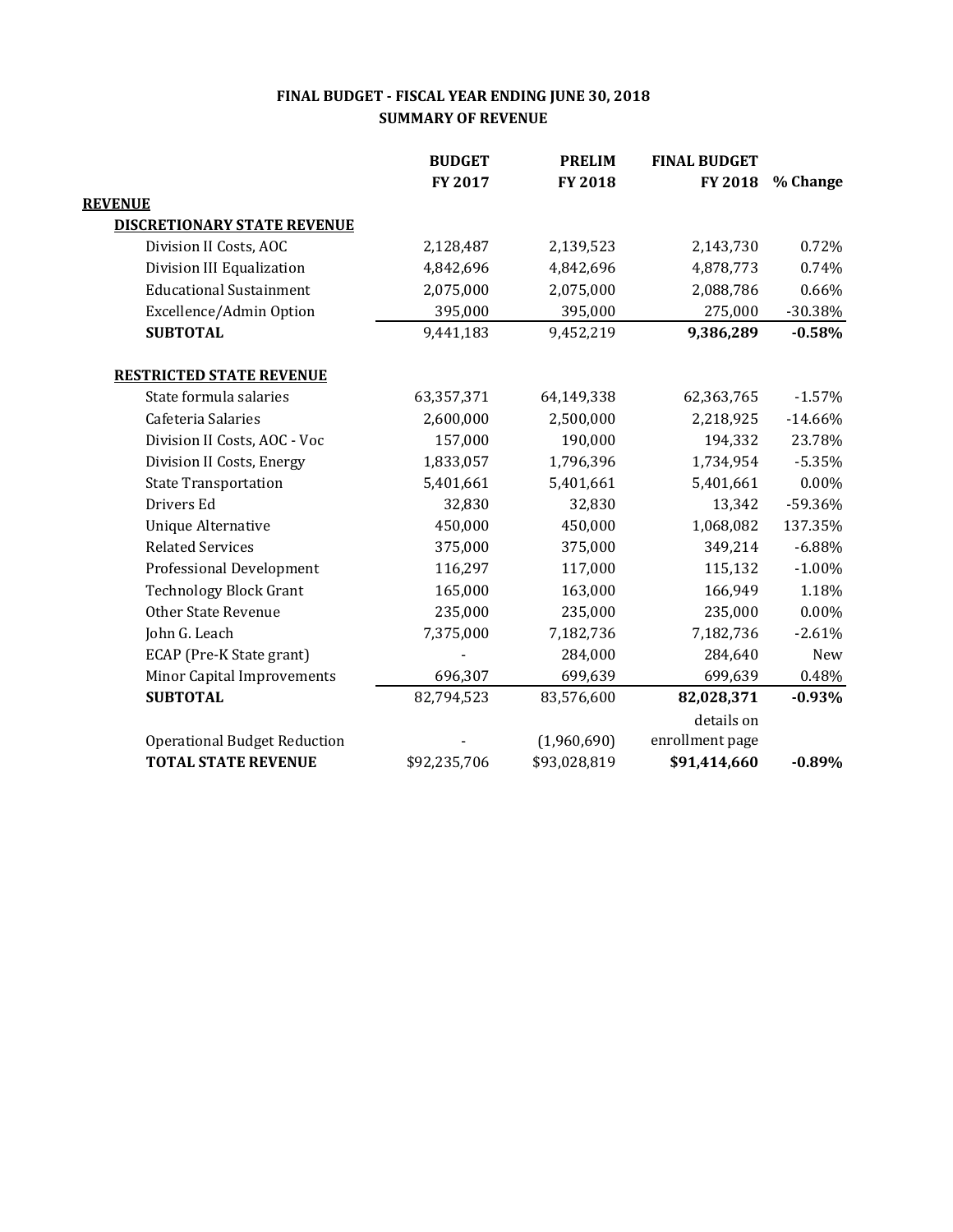# FINAL BUDGET - FISCAL YEAR ENDING JUNE 30, 2018
## SUMMARY OF REVENUE

| | BUDGET FY 2017 | PRELIM FY 2018 | FINAL BUDGET FY 2018 | % Change |
|---|---|---|---|---|
| **REVENUE** | | | | |
| **DISCRETIONARY STATE REVENUE** | | | | |
| Division II Costs, AOC | 2,128,487 | 2,139,523 | 2,143,730 | 0.72% |
| Division III Equalization | 4,842,696 | 4,842,696 | 4,878,773 | 0.74% |
| Educational Sustainment | 2,075,000 | 2,075,000 | 2,088,786 | 0.66% |
| Excellence/Admin Option | 395,000 | 395,000 | 275,000 | -30.38% |
| **SUBTOTAL** | 9,441,183 | 9,452,219 | **9,386,289** | **-0.58%** |
| | | | | |
| **RESTRICTED STATE REVENUE** | | | | |
| State formula salaries | 63,357,371 | 64,149,338 | 62,363,765 | -1.57% |
| Cafeteria Salaries | 2,600,000 | 2,500,000 | 2,218,925 | -14.66% |
| Division II Costs, AOC - Voc | 157,000 | 190,000 | 194,332 | 23.78% |
| Division II Costs, Energy | 1,833,057 | 1,796,396 | 1,734,954 | -5.35% |
| State Transportation | 5,401,661 | 5,401,661 | 5,401,661 | 0.00% |
| Drivers Ed | 32,830 | 32,830 | 13,342 | -59.36% |
| Unique Alternative | 450,000 | 450,000 | 1,068,082 | 137.35% |
| Related Services | 375,000 | 375,000 | 349,214 | -6.88% |
| Professional Development | 116,297 | 117,000 | 115,132 | -1.00% |
| Technology Block Grant | 165,000 | 163,000 | 166,949 | 1.18% |
| Other State Revenue | 235,000 | 235,000 | 235,000 | 0.00% |
| John G. Leach | 7,375,000 | 7,182,736 | 7,182,736 | -2.61% |
| ECAP (Pre-K State grant) | - | 284,000 | 284,640 | New |
| Minor Capital Improvements | 696,307 | 699,639 | 699,639 | 0.48% |
| **SUBTOTAL** | 82,794,523 | 83,576,600 | **82,028,371** | **-0.93%** |
| Operational Budget Reduction | - | (1,960,690) | details on enrollment page | |
| **TOTAL STATE REVENUE** | $92,235,706 | $93,028,819 | **$91,414,660** | **-0.89%** |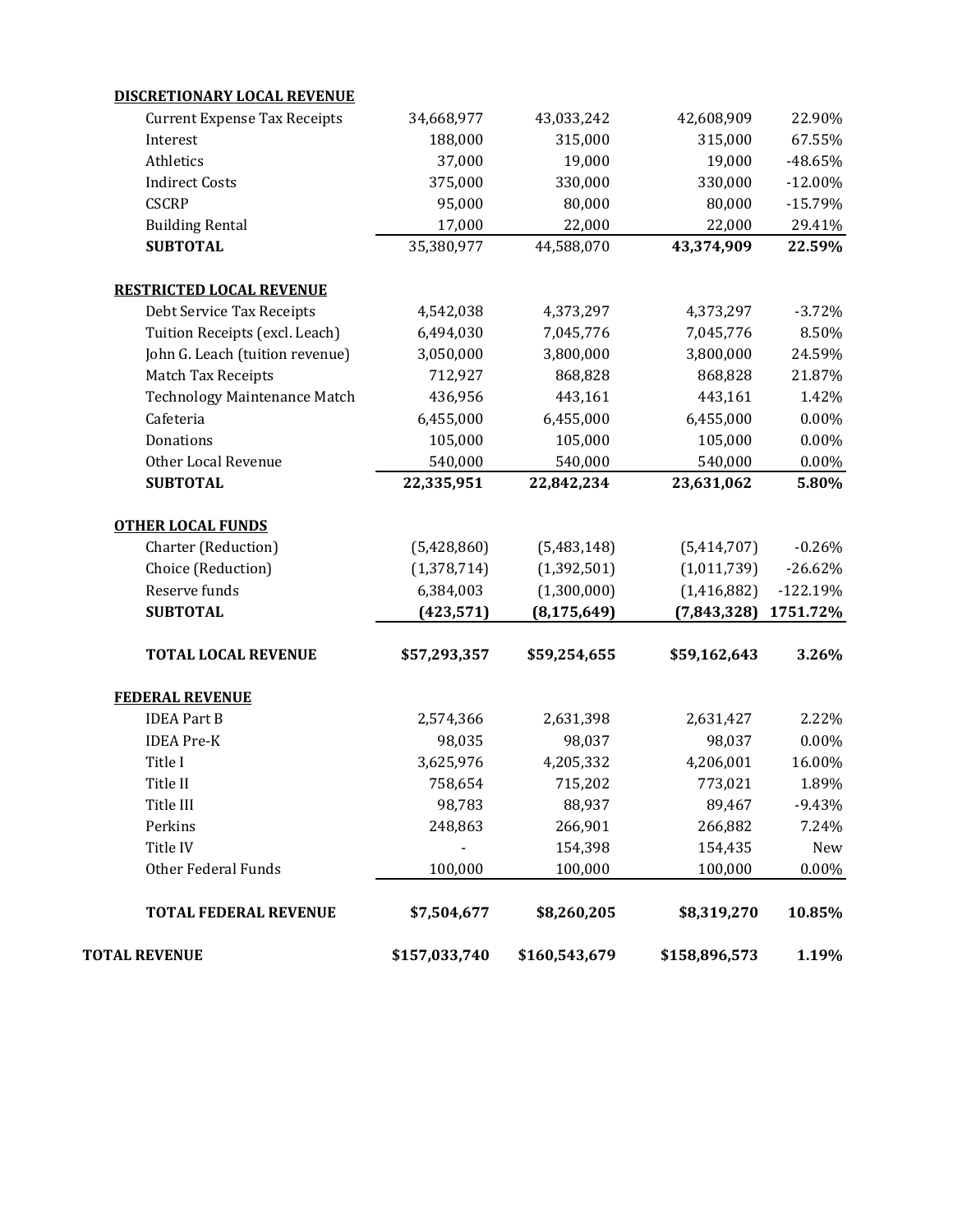| | | | | |
|---|---|---|---|---|
| **DISCRETIONARY LOCAL REVENUE** | | | | |
| Current Expense Tax Receipts | 34,668,977 | 43,033,242 | 42,608,909 | 22.90% |
| Interest | 188,000 | 315,000 | 315,000 | 67.55% |
| Athletics | 37,000 | 19,000 | 19,000 | -48.65% |
| Indirect Costs | 375,000 | 330,000 | 330,000 | -12.00% |
| CSCRP | 95,000 | 80,000 | 80,000 | -15.79% |
| Building Rental | 17,000 | 22,000 | 22,000 | 29.41% |
| **SUBTOTAL** | 35,380,977 | 44,588,070 | **43,374,909** | **22.59%** |
| **RESTRICTED LOCAL REVENUE** | | | | |
| Debt Service Tax Receipts | 4,542,038 | 4,373,297 | 4,373,297 | -3.72% |
| Tuition Receipts (excl. Leach) | 6,494,030 | 7,045,776 | 7,045,776 | 8.50% |
| John G. Leach (tuition revenue) | 3,050,000 | 3,800,000 | 3,800,000 | 24.59% |
| Match Tax Receipts | 712,927 | 868,828 | 868,828 | 21.87% |
| Technology Maintenance Match | 436,956 | 443,161 | 443,161 | 1.42% |
| Cafeteria | 6,455,000 | 6,455,000 | 6,455,000 | 0.00% |
| Donations | 105,000 | 105,000 | 105,000 | 0.00% |
| Other Local Revenue | 540,000 | 540,000 | 540,000 | 0.00% |
| **SUBTOTAL** | **22,335,951** | **22,842,234** | **23,631,062** | **5.80%** |
| **OTHER LOCAL FUNDS** | | | | |
| Charter (Reduction) | (5,428,860) | (5,483,148) | (5,414,707) | -0.26% |
| Choice (Reduction) | (1,378,714) | (1,392,501) | (1,011,739) | -26.62% |
| Reserve funds | 6,384,003 | (1,300,000) | (1,416,882) | -122.19% |
| **SUBTOTAL** | **(423,571)** | **(8,175,649)** | **(7,843,328)** | **1751.72%** |
| **TOTAL LOCAL REVENUE** | **$57,293,357** | **$59,254,655** | **$59,162,643** | **3.26%** |
| **FEDERAL REVENUE** | | | | |
| IDEA Part B | 2,574,366 | 2,631,398 | 2,631,427 | 2.22% |
| IDEA Pre-K | 98,035 | 98,037 | 98,037 | 0.00% |
| Title I | 3,625,976 | 4,205,332 | 4,206,001 | 16.00% |
| Title II | 758,654 | 715,202 | 773,021 | 1.89% |
| Title III | 98,783 | 88,937 | 89,467 | -9.43% |
| Perkins | 248,863 | 266,901 | 266,882 | 7.24% |
| Title IV | - | 154,398 | 154,435 | New |
| Other Federal Funds | 100,000 | 100,000 | 100,000 | 0.00% |
| **TOTAL FEDERAL REVENUE** | **$7,504,677** | **$8,260,205** | **$8,319,270** | **10.85%** |
| **TOTAL REVENUE** | **$157,033,740** | **$160,543,679** | **$158,896,573** | **1.19%** |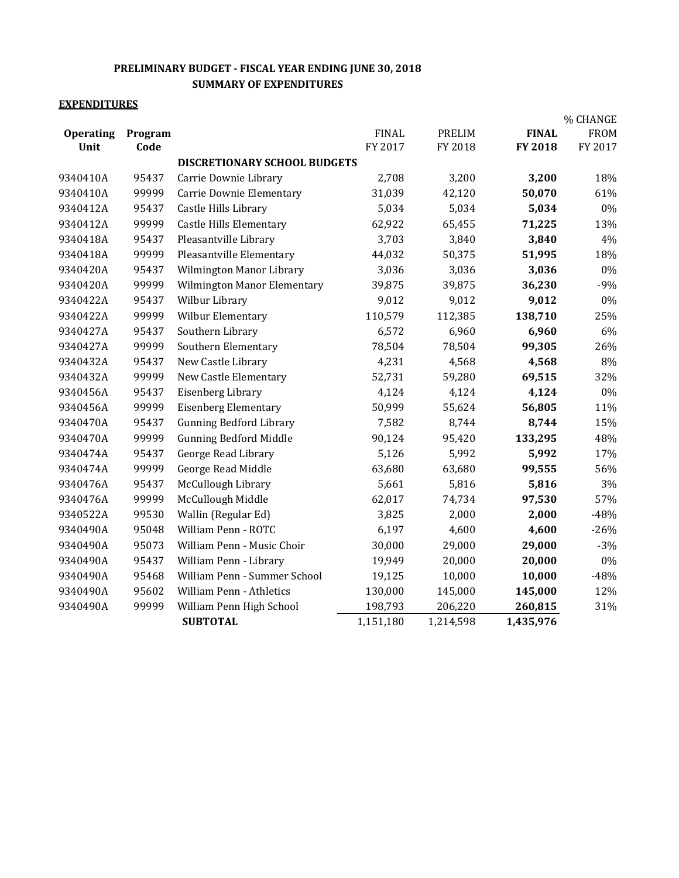**PRELIMINARY BUDGET - FISCAL YEAR ENDING JUNE 30, 2018**
**SUMMARY OF EXPENDITURES**

**EXPENDITURES**

| Operating Unit | Program Code | | FINAL FY 2017 | PRELIM FY 2018 | FINAL FY 2018 | % CHANGE FROM FY 2017 |
|---|---|---|---|---|---|---|
| | | **DISCRETIONARY SCHOOL BUDGETS** | | | | |
| 9340410A | 95437 | Carrie Downie Library | 2,708 | 3,200 | **3,200** | 18% |
| 9340410A | 99999 | Carrie Downie Elementary | 31,039 | 42,120 | **50,070** | 61% |
| 9340412A | 95437 | Castle Hills Library | 5,034 | 5,034 | **5,034** | 0% |
| 9340412A | 99999 | Castle Hills Elementary | 62,922 | 65,455 | **71,225** | 13% |
| 9340418A | 95437 | Pleasantville Library | 3,703 | 3,840 | **3,840** | 4% |
| 9340418A | 99999 | Pleasantville Elementary | 44,032 | 50,375 | **51,995** | 18% |
| 9340420A | 95437 | Wilmington Manor Library | 3,036 | 3,036 | **3,036** | 0% |
| 9340420A | 99999 | Wilmington Manor Elementary | 39,875 | 39,875 | **36,230** | -9% |
| 9340422A | 95437 | Wilbur Library | 9,012 | 9,012 | **9,012** | 0% |
| 9340422A | 99999 | Wilbur Elementary | 110,579 | 112,385 | **138,710** | 25% |
| 9340427A | 95437 | Southern Library | 6,572 | 6,960 | **6,960** | 6% |
| 9340427A | 99999 | Southern Elementary | 78,504 | 78,504 | **99,305** | 26% |
| 9340432A | 95437 | New Castle Library | 4,231 | 4,568 | **4,568** | 8% |
| 9340432A | 99999 | New Castle Elementary | 52,731 | 59,280 | **69,515** | 32% |
| 9340456A | 95437 | Eisenberg Library | 4,124 | 4,124 | **4,124** | 0% |
| 9340456A | 99999 | Eisenberg Elementary | 50,999 | 55,624 | **56,805** | 11% |
| 9340470A | 95437 | Gunning Bedford Library | 7,582 | 8,744 | **8,744** | 15% |
| 9340470A | 99999 | Gunning Bedford Middle | 90,124 | 95,420 | **133,295** | 48% |
| 9340474A | 95437 | George Read Library | 5,126 | 5,992 | **5,992** | 17% |
| 9340474A | 99999 | George Read Middle | 63,680 | 63,680 | **99,555** | 56% |
| 9340476A | 95437 | McCullough Library | 5,661 | 5,816 | **5,816** | 3% |
| 9340476A | 99999 | McCullough Middle | 62,017 | 74,734 | **97,530** | 57% |
| 9340522A | 99530 | Wallin (Regular Ed) | 3,825 | 2,000 | **2,000** | -48% |
| 9340490A | 95048 | William Penn - ROTC | 6,197 | 4,600 | **4,600** | -26% |
| 9340490A | 95073 | William Penn - Music Choir | 30,000 | 29,000 | **29,000** | -3% |
| 9340490A | 95437 | William Penn - Library | 19,949 | 20,000 | **20,000** | 0% |
| 9340490A | 95468 | William Penn - Summer School | 19,125 | 10,000 | **10,000** | -48% |
| 9340490A | 95602 | William Penn - Athletics | 130,000 | 145,000 | **145,000** | 12% |
| 9340490A | 99999 | William Penn High School | 198,793 | 206,220 | **260,815** | 31% |
| | | **SUBTOTAL** | 1,151,180 | 1,214,598 | **1,435,976** | |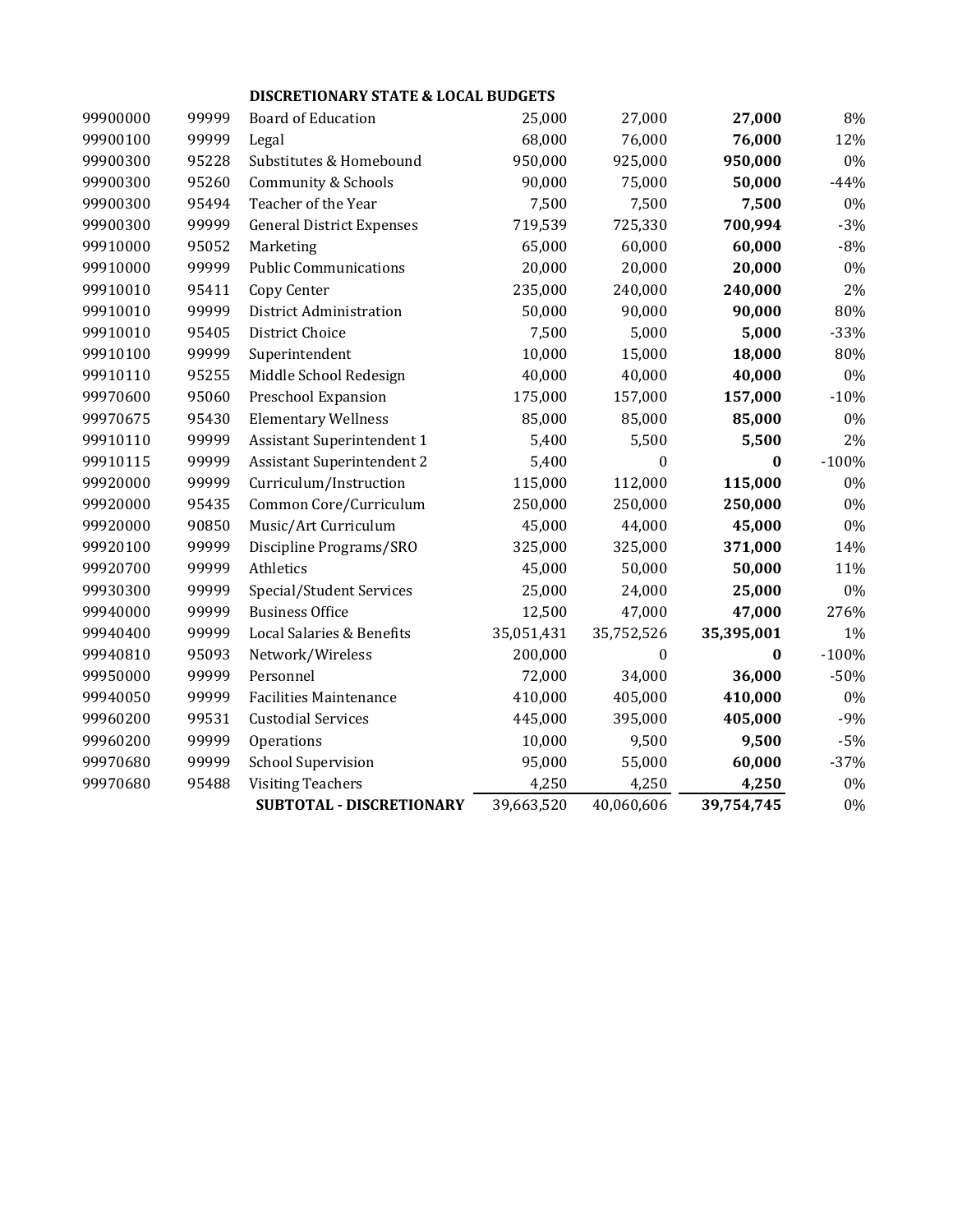| | | DISCRETIONARY STATE & LOCAL BUDGETS | | | | |
|---|---|---|---|---|---|---|
| 99900000 | 99999 | Board of Education | 25,000 | 27,000 | **27,000** | 8% |
| 99900100 | 99999 | Legal | 68,000 | 76,000 | **76,000** | 12% |
| 99900300 | 95228 | Substitutes & Homebound | 950,000 | 925,000 | **950,000** | 0% |
| 99900300 | 95260 | Community & Schools | 90,000 | 75,000 | **50,000** | -44% |
| 99900300 | 95494 | Teacher of the Year | 7,500 | 7,500 | **7,500** | 0% |
| 99900300 | 99999 | General District Expenses | 719,539 | 725,330 | **700,994** | -3% |
| 99910000 | 95052 | Marketing | 65,000 | 60,000 | **60,000** | -8% |
| 99910000 | 99999 | Public Communications | 20,000 | 20,000 | **20,000** | 0% |
| 99910010 | 95411 | Copy Center | 235,000 | 240,000 | **240,000** | 2% |
| 99910010 | 99999 | District Administration | 50,000 | 90,000 | **90,000** | 80% |
| 99910010 | 95405 | District Choice | 7,500 | 5,000 | **5,000** | -33% |
| 99910100 | 99999 | Superintendent | 10,000 | 15,000 | **18,000** | 80% |
| 99910110 | 95255 | Middle School Redesign | 40,000 | 40,000 | **40,000** | 0% |
| 99970600 | 95060 | Preschool Expansion | 175,000 | 157,000 | **157,000** | -10% |
| 99970675 | 95430 | Elementary Wellness | 85,000 | 85,000 | **85,000** | 0% |
| 99910110 | 99999 | Assistant Superintendent 1 | 5,400 | 5,500 | **5,500** | 2% |
| 99910115 | 99999 | Assistant Superintendent 2 | 5,400 | 0 | **0** | -100% |
| 99920000 | 99999 | Curriculum/Instruction | 115,000 | 112,000 | **115,000** | 0% |
| 99920000 | 95435 | Common Core/Curriculum | 250,000 | 250,000 | **250,000** | 0% |
| 99920000 | 90850 | Music/Art Curriculum | 45,000 | 44,000 | **45,000** | 0% |
| 99920100 | 99999 | Discipline Programs/SRO | 325,000 | 325,000 | **371,000** | 14% |
| 99920700 | 99999 | Athletics | 45,000 | 50,000 | **50,000** | 11% |
| 99930300 | 99999 | Special/Student Services | 25,000 | 24,000 | **25,000** | 0% |
| 99940000 | 99999 | Business Office | 12,500 | 47,000 | **47,000** | 276% |
| 99940400 | 99999 | Local Salaries & Benefits | 35,051,431 | 35,752,526 | **35,395,001** | 1% |
| 99940810 | 95093 | Network/Wireless | 200,000 | 0 | **0** | -100% |
| 99950000 | 99999 | Personnel | 72,000 | 34,000 | **36,000** | -50% |
| 99940050 | 99999 | Facilities Maintenance | 410,000 | 405,000 | **410,000** | 0% |
| 99960200 | 99531 | Custodial Services | 445,000 | 395,000 | **405,000** | -9% |
| 99960200 | 99999 | Operations | 10,000 | 9,500 | **9,500** | -5% |
| 99970680 | 99999 | School Supervision | 95,000 | 55,000 | **60,000** | -37% |
| 99970680 | 95488 | Visiting Teachers | 4,250 | 4,250 | **4,250** | 0% |
| | | **SUBTOTAL - DISCRETIONARY** | 39,663,520 | 40,060,606 | **39,754,745** | 0% |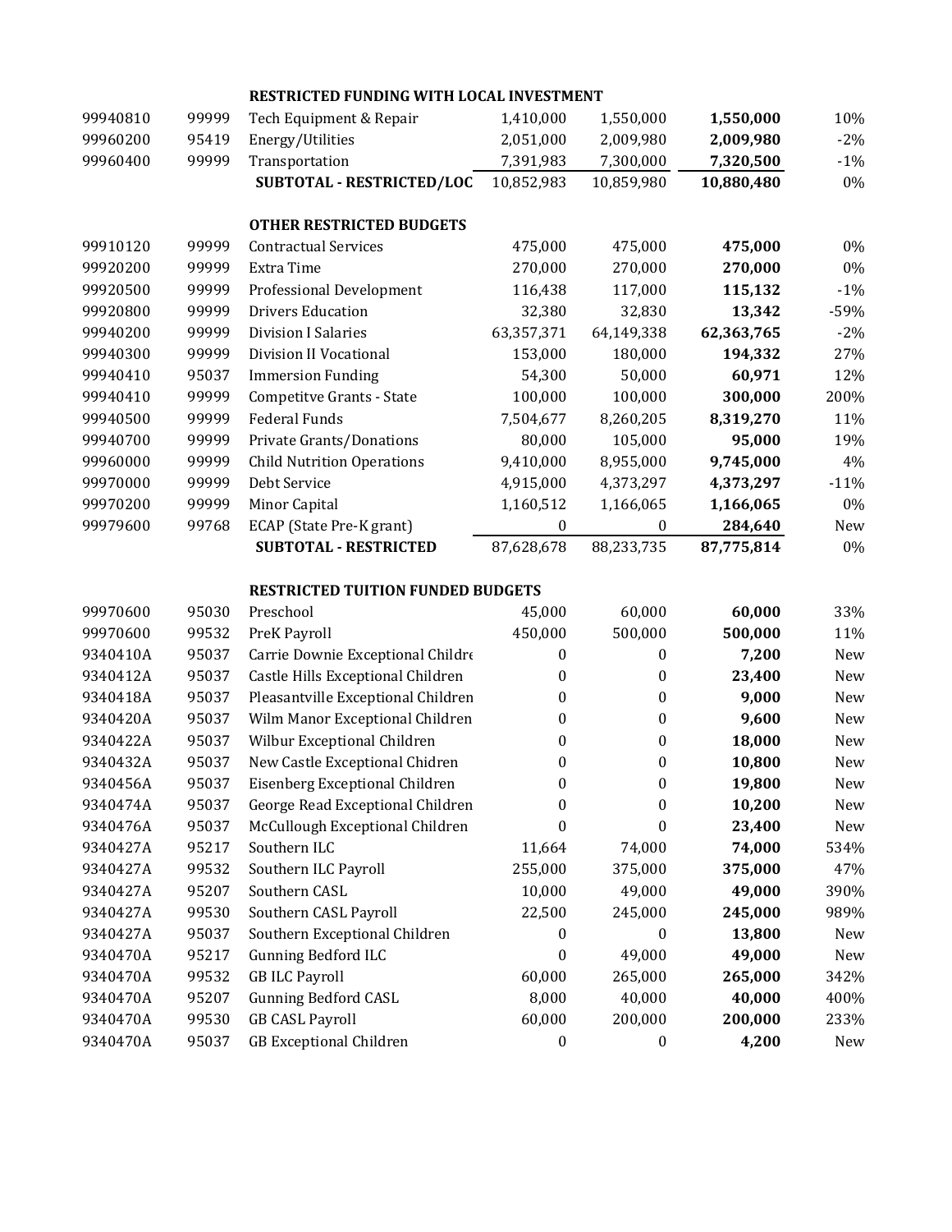| | | | | | | |
|---|---|---|---|---|---|---|
| | | **RESTRICTED FUNDING WITH LOCAL INVESTMENT** | | | | |
| 99940810 | 99999 | Tech Equipment & Repair | 1,410,000 | 1,550,000 | **1,550,000** | 10% |
| 99960200 | 95419 | Energy/Utilities | 2,051,000 | 2,009,980 | **2,009,980** | -2% |
| 99960400 | 99999 | Transportation | 7,391,983 | 7,300,000 | **7,320,500** | -1% |
| | | **SUBTOTAL - RESTRICTED/LOC** | 10,852,983 | 10,859,980 | **10,880,480** | 0% |
| | | | | | | |
| | | **OTHER RESTRICTED BUDGETS** | | | | |
| 99910120 | 99999 | Contractual Services | 475,000 | 475,000 | **475,000** | 0% |
| 99920200 | 99999 | Extra Time | 270,000 | 270,000 | **270,000** | 0% |
| 99920500 | 99999 | Professional Development | 116,438 | 117,000 | **115,132** | -1% |
| 99920800 | 99999 | Drivers Education | 32,380 | 32,830 | **13,342** | -59% |
| 99940200 | 99999 | Division I Salaries | 63,357,371 | 64,149,338 | **62,363,765** | -2% |
| 99940300 | 99999 | Division II Vocational | 153,000 | 180,000 | **194,332** | 27% |
| 99940410 | 95037 | Immersion Funding | 54,300 | 50,000 | **60,971** | 12% |
| 99940410 | 99999 | Competitve Grants - State | 100,000 | 100,000 | **300,000** | 200% |
| 99940500 | 99999 | Federal Funds | 7,504,677 | 8,260,205 | **8,319,270** | 11% |
| 99940700 | 99999 | Private Grants/Donations | 80,000 | 105,000 | **95,000** | 19% |
| 99960000 | 99999 | Child Nutrition Operations | 9,410,000 | 8,955,000 | **9,745,000** | 4% |
| 99970000 | 99999 | Debt Service | 4,915,000 | 4,373,297 | **4,373,297** | -11% |
| 99970200 | 99999 | Minor Capital | 1,160,512 | 1,166,065 | **1,166,065** | 0% |
| 99979600 | 99768 | ECAP (State Pre-K grant) | 0 | 0 | **284,640** | New |
| | | **SUBTOTAL - RESTRICTED** | 87,628,678 | 88,233,735 | **87,775,814** | 0% |
| | | | | | | |
| | | **RESTRICTED TUITION FUNDED BUDGETS** | | | | |
| 99970600 | 95030 | Preschool | 45,000 | 60,000 | **60,000** | 33% |
| 99970600 | 99532 | PreK Payroll | 450,000 | 500,000 | **500,000** | 11% |
| 9340410A | 95037 | Carrie Downie Exceptional Childre | 0 | 0 | **7,200** | New |
| 9340412A | 95037 | Castle Hills Exceptional Children | 0 | 0 | **23,400** | New |
| 9340418A | 95037 | Pleasantville Exceptional Children | 0 | 0 | **9,000** | New |
| 9340420A | 95037 | Wilm Manor Exceptional Children | 0 | 0 | **9,600** | New |
| 9340422A | 95037 | Wilbur Exceptional Children | 0 | 0 | **18,000** | New |
| 9340432A | 95037 | New Castle Exceptional Chidren | 0 | 0 | **10,800** | New |
| 9340456A | 95037 | Eisenberg Exceptional Children | 0 | 0 | **19,800** | New |
| 9340474A | 95037 | George Read Exceptional Children | 0 | 0 | **10,200** | New |
| 9340476A | 95037 | McCullough Exceptional Children | 0 | 0 | **23,400** | New |
| 9340427A | 95217 | Southern ILC | 11,664 | 74,000 | **74,000** | 534% |
| 9340427A | 99532 | Southern ILC Payroll | 255,000 | 375,000 | **375,000** | 47% |
| 9340427A | 95207 | Southern CASL | 10,000 | 49,000 | **49,000** | 390% |
| 9340427A | 99530 | Southern CASL Payroll | 22,500 | 245,000 | **245,000** | 989% |
| 9340427A | 95037 | Southern Exceptional Children | 0 | 0 | **13,800** | New |
| 9340470A | 95217 | Gunning Bedford ILC | 0 | 49,000 | **49,000** | New |
| 9340470A | 99532 | GB ILC Payroll | 60,000 | 265,000 | **265,000** | 342% |
| 9340470A | 95207 | Gunning Bedford CASL | 8,000 | 40,000 | **40,000** | 400% |
| 9340470A | 99530 | GB CASL Payroll | 60,000 | 200,000 | **200,000** | 233% |
| 9340470A | 95037 | GB Exceptional Children | 0 | 0 | **4,200** | New |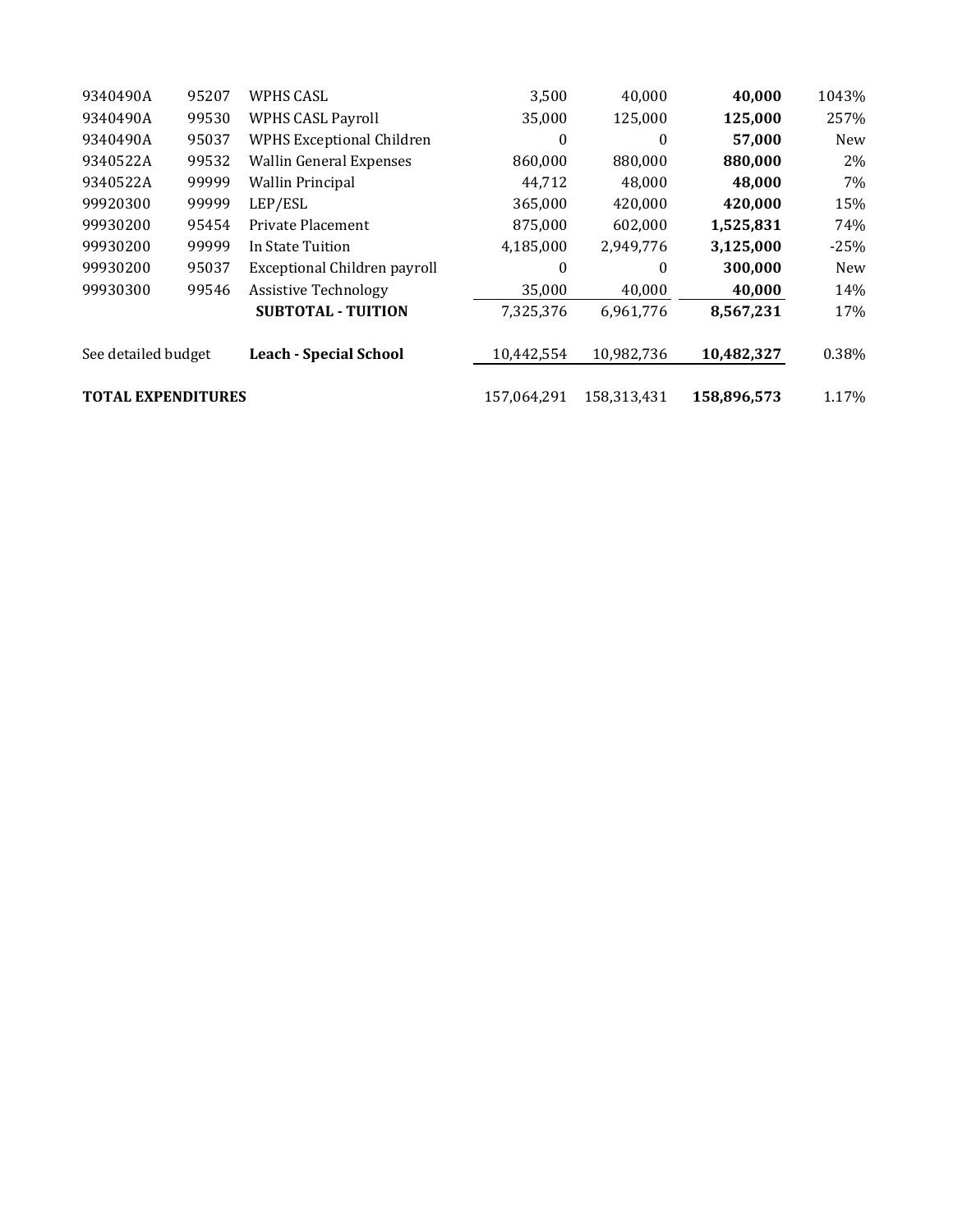| | | | | | | |
|---|---|---|---|---|---|---|
| 9340490A | 95207 | WPHS CASL | 3,500 | 40,000 | **40,000** | 1043% |
| 9340490A | 99530 | WPHS CASL Payroll | 35,000 | 125,000 | **125,000** | 257% |
| 9340490A | 95037 | WPHS Exceptional Children | 0 | 0 | **57,000** | New |
| 9340522A | 99532 | Wallin General Expenses | 860,000 | 880,000 | **880,000** | 2% |
| 9340522A | 99999 | Wallin Principal | 44,712 | 48,000 | **48,000** | 7% |
| 99920300 | 99999 | LEP/ESL | 365,000 | 420,000 | **420,000** | 15% |
| 99930200 | 95454 | Private Placement | 875,000 | 602,000 | **1,525,831** | 74% |
| 99930200 | 99999 | In State Tuition | 4,185,000 | 2,949,776 | **3,125,000** | -25% |
| 99930200 | 95037 | Exceptional Children payroll | 0 | 0 | **300,000** | New |
| 99930300 | 99546 | Assistive Technology | 35,000 | 40,000 | **40,000** | 14% |
| | | **SUBTOTAL - TUITION** | 7,325,376 | 6,961,776 | **8,567,231** | 17% |
| See detailed budget | | **Leach - Special School** | 10,442,554 | 10,982,736 | **10,482,327** | 0.38% |
| **TOTAL EXPENDITURES** | | | 157,064,291 | 158,313,431 | **158,896,573** | 1.17% |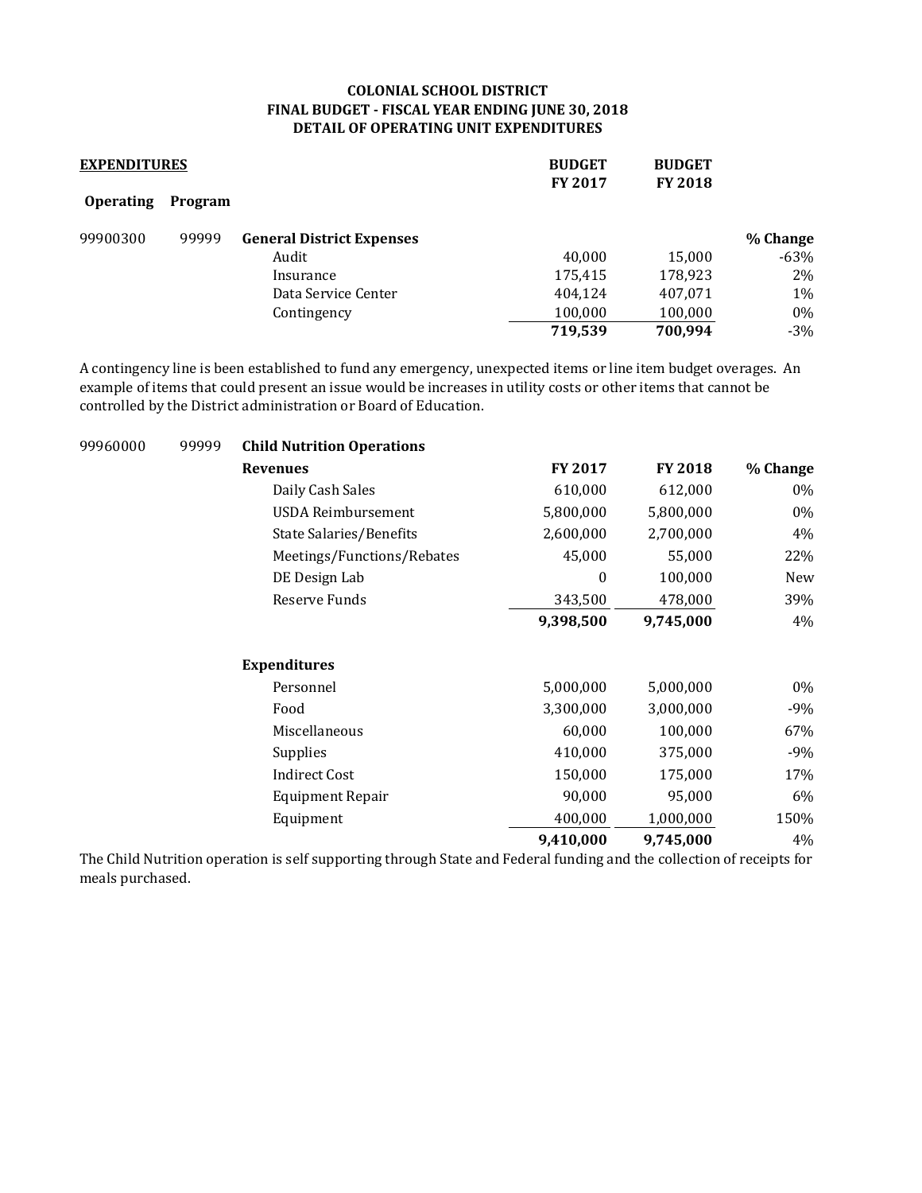**COLONIAL SCHOOL DISTRICT**
**FINAL BUDGET - FISCAL YEAR ENDING JUNE 30, 2018**
**DETAIL OF OPERATING UNIT EXPENDITURES**

| **EXPENDITURES** | | | **BUDGET FY 2017** | **BUDGET FY 2018** | |
|---|---|---|---|---|---|
| **Operating** | **Program** | | | | |
| 99900300 | 99999 | **General District Expenses** | | | **% Change** |
| | | Audit | 40,000 | 15,000 | -63% |
| | | Insurance | 175,415 | 178,923 | 2% |
| | | Data Service Center | 404,124 | 407,071 | 1% |
| | | Contingency | 100,000 | 100,000 | 0% |
| | | | **719,539** | **700,994** | -3% |

A contingency line is been established to fund any emergency, unexpected items or line item budget overages. An example of items that could present an issue would be increases in utility costs or other items that cannot be controlled by the District administration or Board of Education.

| | | | | | |
|---|---|---|---|---|---|
| 99960000 | 99999 | **Child Nutrition Operations** | | | |
| | | **Revenues** | **FY 2017** | **FY 2018** | **% Change** |
| | | Daily Cash Sales | 610,000 | 612,000 | 0% |
| | | USDA Reimbursement | 5,800,000 | 5,800,000 | 0% |
| | | State Salaries/Benefits | 2,600,000 | 2,700,000 | 4% |
| | | Meetings/Functions/Rebates | 45,000 | 55,000 | 22% |
| | | DE Design Lab | 0 | 100,000 | New |
| | | Reserve Funds | 343,500 | 478,000 | 39% |
| | | | **9,398,500** | **9,745,000** | 4% |
| | | **Expenditures** | | | |
| | | Personnel | 5,000,000 | 5,000,000 | 0% |
| | | Food | 3,300,000 | 3,000,000 | -9% |
| | | Miscellaneous | 60,000 | 100,000 | 67% |
| | | Supplies | 410,000 | 375,000 | -9% |
| | | Indirect Cost | 150,000 | 175,000 | 17% |
| | | Equipment Repair | 90,000 | 95,000 | 6% |
| | | Equipment | 400,000 | 1,000,000 | 150% |
| | | | **9,410,000** | **9,745,000** | 4% |

The Child Nutrition operation is self supporting through State and Federal funding and the collection of receipts for meals purchased.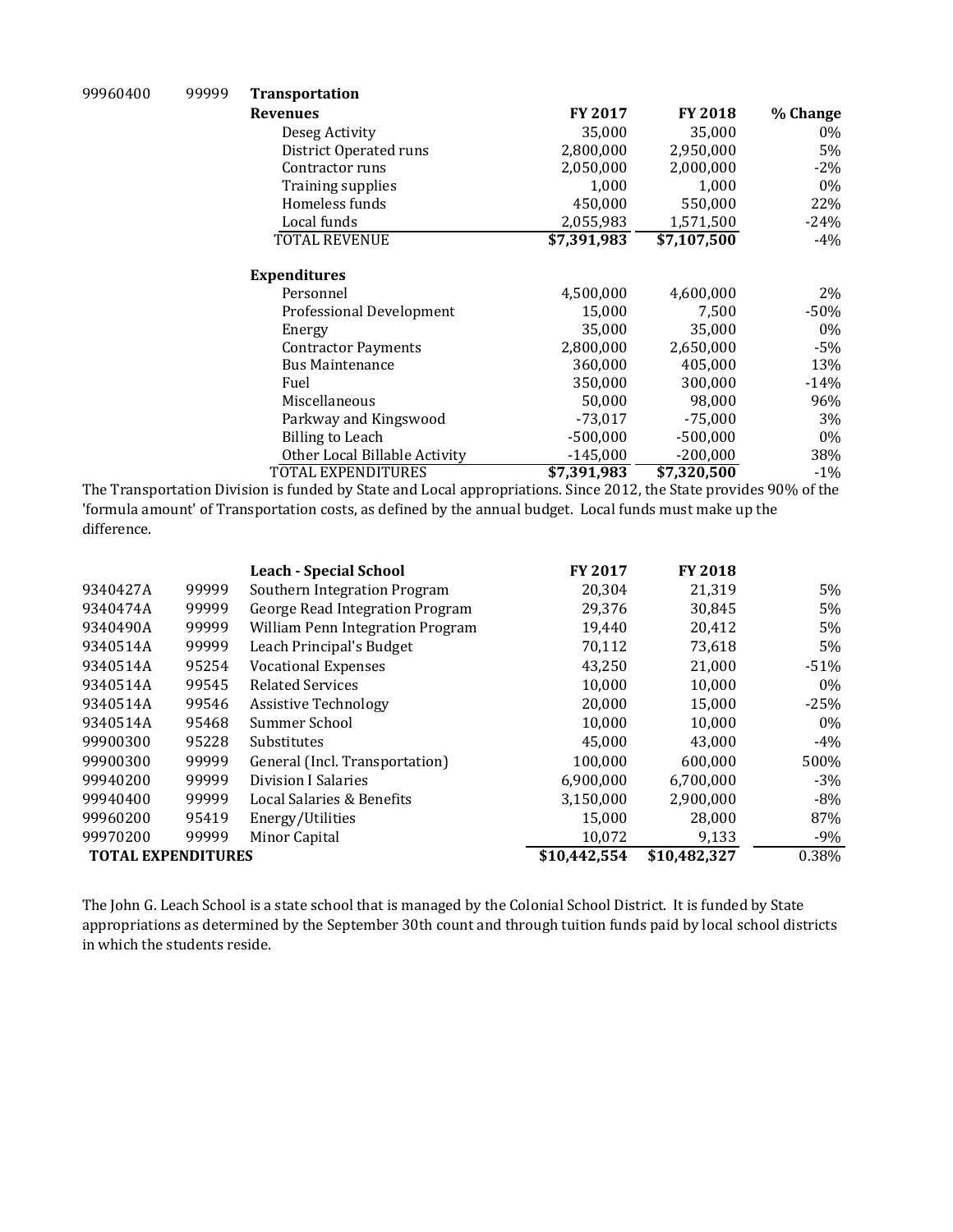| | | **Transportation** | | | |
|---|---|---|---|---|---|
| 99960400 | 99999 | **Revenues** | **FY 2017** | **FY 2018** | **% Change** |
| | | Deseg Activity | 35,000 | 35,000 | 0% |
| | | District Operated runs | 2,800,000 | 2,950,000 | 5% |
| | | Contractor runs | 2,050,000 | 2,000,000 | -2% |
| | | Training supplies | 1,000 | 1,000 | 0% |
| | | Homeless funds | 450,000 | 550,000 | 22% |
| | | Local funds | 2,055,983 | 1,571,500 | -24% |
| | | TOTAL REVENUE | **$7,391,983** | **$7,107,500** | -4% |
| | | | | | |
| | | **Expenditures** | | | |
| | | Personnel | 4,500,000 | 4,600,000 | 2% |
| | | Professional Development | 15,000 | 7,500 | -50% |
| | | Energy | 35,000 | 35,000 | 0% |
| | | Contractor Payments | 2,800,000 | 2,650,000 | -5% |
| | | Bus Maintenance | 360,000 | 405,000 | 13% |
| | | Fuel | 350,000 | 300,000 | -14% |
| | | Miscellaneous | 50,000 | 98,000 | 96% |
| | | Parkway and Kingswood | -73,017 | -75,000 | 3% |
| | | Billing to Leach | -500,000 | -500,000 | 0% |
| | | Other Local Billable Activity | -145,000 | -200,000 | 38% |
| | | TOTAL EXPENDITURES | **$7,391,983** | **$7,320,500** | -1% |

The Transportation Division is funded by State and Local appropriations. Since 2012, the State provides 90% of the 'formula amount' of Transportation costs, as defined by the annual budget. Local funds must make up the difference.

| | | **Leach - Special School** | **FY 2017** | **FY 2018** | |
|---|---|---|---|---|---|
| 9340427A | 99999 | Southern Integration Program | 20,304 | 21,319 | 5% |
| 9340474A | 99999 | George Read Integration Program | 29,376 | 30,845 | 5% |
| 9340490A | 99999 | William Penn Integration Program | 19,440 | 20,412 | 5% |
| 9340514A | 99999 | Leach Principal's Budget | 70,112 | 73,618 | 5% |
| 9340514A | 95254 | Vocational Expenses | 43,250 | 21,000 | -51% |
| 9340514A | 99545 | Related Services | 10,000 | 10,000 | 0% |
| 9340514A | 99546 | Assistive Technology | 20,000 | 15,000 | -25% |
| 9340514A | 95468 | Summer School | 10,000 | 10,000 | 0% |
| 99900300 | 95228 | Substitutes | 45,000 | 43,000 | -4% |
| 99900300 | 99999 | General (Incl. Transportation) | 100,000 | 600,000 | 500% |
| 99940200 | 99999 | Division I Salaries | 6,900,000 | 6,700,000 | -3% |
| 99940400 | 99999 | Local Salaries & Benefits | 3,150,000 | 2,900,000 | -8% |
| 99960200 | 95419 | Energy/Utilities | 15,000 | 28,000 | 87% |
| 99970200 | 99999 | Minor Capital | 10,072 | 9,133 | -9% |
| **TOTAL EXPENDITURES** | | | **$10,442,554** | **$10,482,327** | 0.38% |

The John G. Leach School is a state school that is managed by the Colonial School District. It is funded by State appropriations as determined by the September 30th count and through tuition funds paid by local school districts in which the students reside.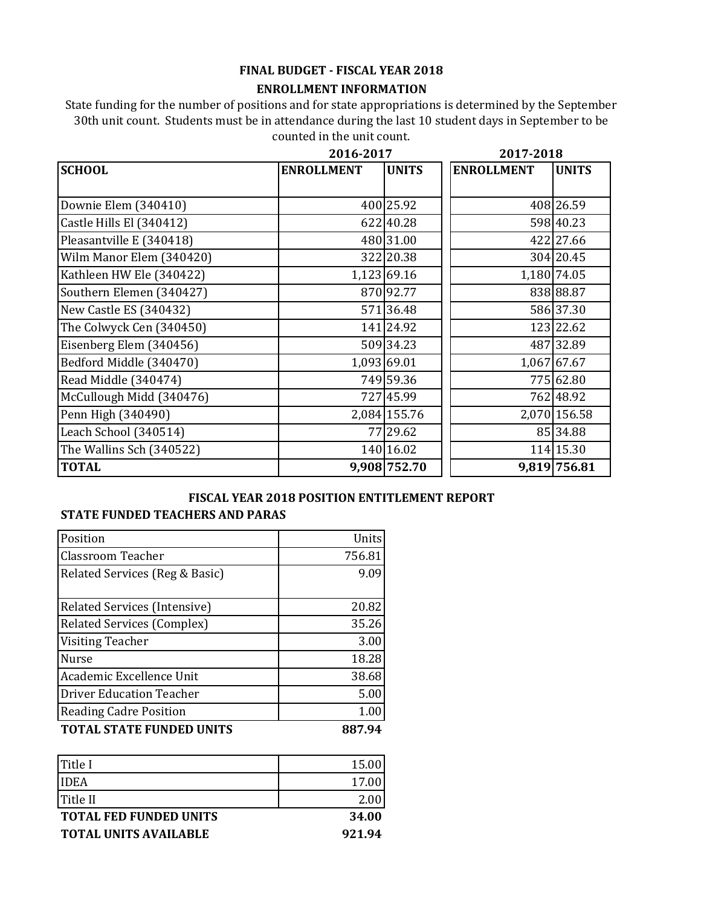## FINAL BUDGET - FISCAL YEAR 2018

### ENROLLMENT INFORMATION

State funding for the number of positions and for state appropriations is determined by the September 30th unit count. Students must be in attendance during the last 10 student days in September to be counted in the unit count.

| | 2016-2017 | | 2017-2018 | |
|---|---|---|---|---|
| **SCHOOL** | **ENROLLMENT** | **UNITS** | **ENROLLMENT** | **UNITS** |
| Downie Elem (340410) | 400 | 25.92 | 408 | 26.59 |
| Castle Hills El (340412) | 622 | 40.28 | 598 | 40.23 |
| Pleasantville E (340418) | 480 | 31.00 | 422 | 27.66 |
| Wilm Manor Elem (340420) | 322 | 20.38 | 304 | 20.45 |
| Kathleen HW Ele (340422) | 1,123 | 69.16 | 1,180 | 74.05 |
| Southern Elemen (340427) | 870 | 92.77 | 838 | 88.87 |
| New Castle ES (340432) | 571 | 36.48 | 586 | 37.30 |
| The Colwyck Cen (340450) | 141 | 24.92 | 123 | 22.62 |
| Eisenberg Elem (340456) | 509 | 34.23 | 487 | 32.89 |
| Bedford Middle (340470) | 1,093 | 69.01 | 1,067 | 67.67 |
| Read Middle (340474) | 749 | 59.36 | 775 | 62.80 |
| McCullough Midd (340476) | 727 | 45.99 | 762 | 48.92 |
| Penn High (340490) | 2,084 | 155.76 | 2,070 | 156.58 |
| Leach School (340514) | 77 | 29.62 | 85 | 34.88 |
| The Wallins Sch (340522) | 140 | 16.02 | 114 | 15.30 |
| **TOTAL** | **9,908** | **752.70** | **9,819** | **756.81** |

### FISCAL YEAR 2018 POSITION ENTITLEMENT REPORT

**STATE FUNDED TEACHERS AND PARAS**

| Position | Units |
|---|---|
| Classroom Teacher | 756.81 |
| Related Services (Reg & Basic) | 9.09 |
| Related Services (Intensive) | 20.82 |
| Related Services (Complex) | 35.26 |
| Visiting Teacher | 3.00 |
| Nurse | 18.28 |
| Academic Excellence Unit | 38.68 |
| Driver Education Teacher | 5.00 |
| Reading Cadre Position | 1.00 |
| **TOTAL STATE FUNDED UNITS** | **887.94** |

| | |
|---|---|
| Title I | 15.00 |
| IDEA | 17.00 |
| Title II | 2.00 |
| **TOTAL FED FUNDED UNITS** | **34.00** |
| **TOTAL UNITS AVAILABLE** | **921.94** |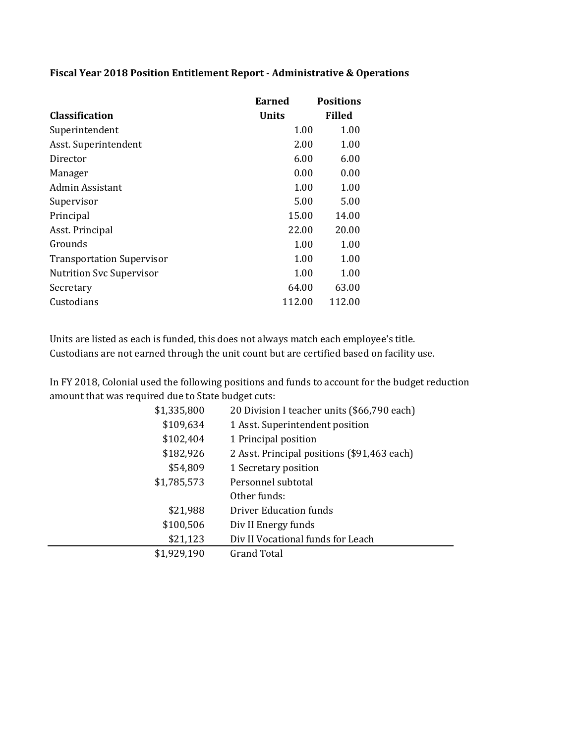**Fiscal Year 2018 Position Entitlement Report - Administrative & Operations**

| Classification | Earned Units | Positions Filled |
|---|---|---|
| Superintendent | 1.00 | 1.00 |
| Asst. Superintendent | 2.00 | 1.00 |
| Director | 6.00 | 6.00 |
| Manager | 0.00 | 0.00 |
| Admin Assistant | 1.00 | 1.00 |
| Supervisor | 5.00 | 5.00 |
| Principal | 15.00 | 14.00 |
| Asst. Principal | 22.00 | 20.00 |
| Grounds | 1.00 | 1.00 |
| Transportation Supervisor | 1.00 | 1.00 |
| Nutrition Svc Supervisor | 1.00 | 1.00 |
| Secretary | 64.00 | 63.00 |
| Custodians | 112.00 | 112.00 |

Units are listed as each is funded, this does not always match each employee's title.
Custodians are not earned through the unit count but are certified based on facility use.

In FY 2018, Colonial used the following positions and funds to account for the budget reduction amount that was required due to State budget cuts:

| Amount | Description |
|---|---|
| $1,335,800 | 20 Division I teacher units ($66,790 each) |
| $109,634 | 1 Asst. Superintendent position |
| $102,404 | 1 Principal position |
| $182,926 | 2 Asst. Principal positions ($91,463 each) |
| $54,809 | 1 Secretary position |
| $1,785,573 | Personnel subtotal |
| | Other funds: |
| $21,988 | Driver Education funds |
| $100,506 | Div II Energy funds |
| $21,123 | Div II Vocational funds for Leach |
| $1,929,190 | Grand Total |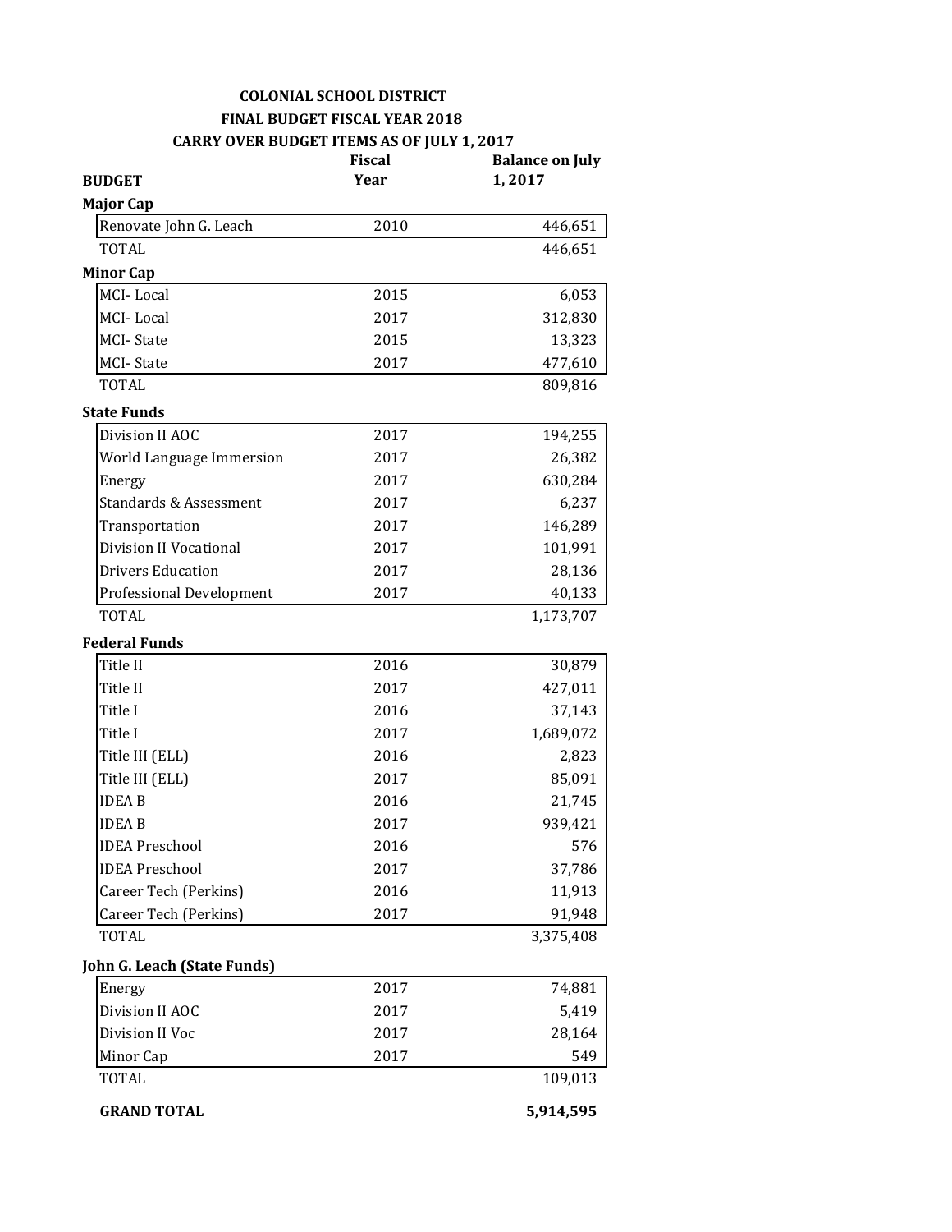**COLONIAL SCHOOL DISTRICT**

**FINAL BUDGET FISCAL YEAR 2018**

**CARRY OVER BUDGET ITEMS AS OF JULY 1, 2017**

| BUDGET | Fiscal Year | Balance on July 1, 2017 |
|---|---|---|
| **Major Cap** | | |
| Renovate John G. Leach | 2010 | 446,651 |
| TOTAL | | 446,651 |
| **Minor Cap** | | |
| MCI- Local | 2015 | 6,053 |
| MCI- Local | 2017 | 312,830 |
| MCI- State | 2015 | 13,323 |
| MCI- State | 2017 | 477,610 |
| TOTAL | | 809,816 |
| **State Funds** | | |
| Division II AOC | 2017 | 194,255 |
| World Language Immersion | 2017 | 26,382 |
| Energy | 2017 | 630,284 |
| Standards & Assessment | 2017 | 6,237 |
| Transportation | 2017 | 146,289 |
| Division II Vocational | 2017 | 101,991 |
| Drivers Education | 2017 | 28,136 |
| Professional Development | 2017 | 40,133 |
| TOTAL | | 1,173,707 |
| **Federal Funds** | | |
| Title II | 2016 | 30,879 |
| Title II | 2017 | 427,011 |
| Title I | 2016 | 37,143 |
| Title I | 2017 | 1,689,072 |
| Title III (ELL) | 2016 | 2,823 |
| Title III (ELL) | 2017 | 85,091 |
| IDEA B | 2016 | 21,745 |
| IDEA B | 2017 | 939,421 |
| IDEA Preschool | 2016 | 576 |
| IDEA Preschool | 2017 | 37,786 |
| Career Tech (Perkins) | 2016 | 11,913 |
| Career Tech (Perkins) | 2017 | 91,948 |
| TOTAL | | 3,375,408 |
| **John G. Leach (State Funds)** | | |
| Energy | 2017 | 74,881 |
| Division II AOC | 2017 | 5,419 |
| Division II Voc | 2017 | 28,164 |
| Minor Cap | 2017 | 549 |
| TOTAL | | 109,013 |
| **GRAND TOTAL** | | **5,914,595** |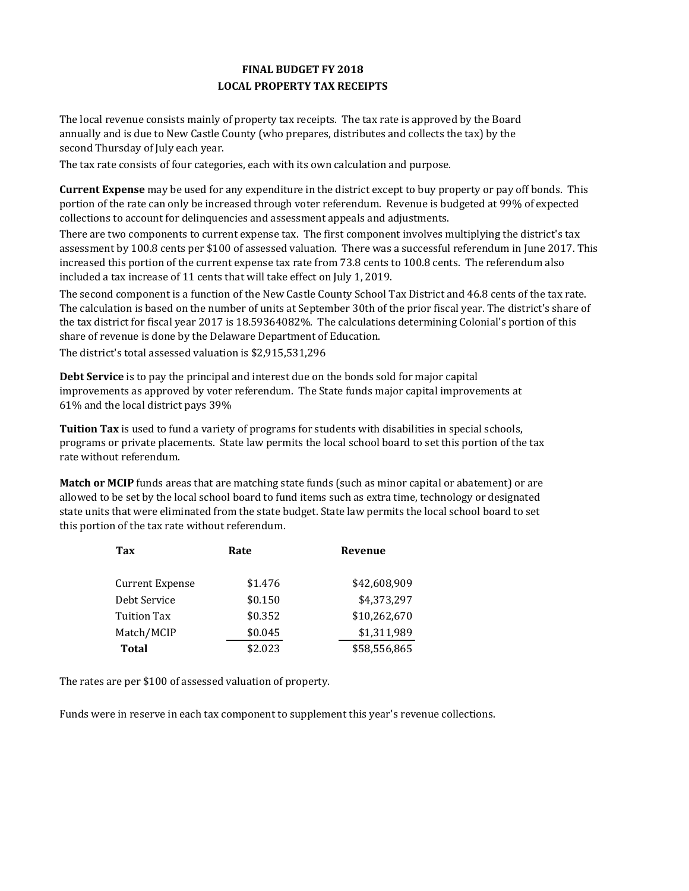# FINAL BUDGET FY 2018
## LOCAL PROPERTY TAX RECEIPTS

The local revenue consists mainly of property tax receipts. The tax rate is approved by the Board annually and is due to New Castle County (who prepares, distributes and collects the tax) by the second Thursday of July each year.

The tax rate consists of four categories, each with its own calculation and purpose.

**Current Expense** may be used for any expenditure in the district except to buy property or pay off bonds. This portion of the rate can only be increased through voter referendum. Revenue is budgeted at 99% of expected collections to account for delinquencies and assessment appeals and adjustments.

There are two components to current expense tax. The first component involves multiplying the district's tax assessment by 100.8 cents per $100 of assessed valuation. There was a successful referendum in June 2017. This increased this portion of the current expense tax rate from 73.8 cents to 100.8 cents. The referendum also included a tax increase of 11 cents that will take effect on July 1, 2019.

The second component is a function of the New Castle County School Tax District and 46.8 cents of the tax rate. The calculation is based on the number of units at September 30th of the prior fiscal year. The district's share of the tax district for fiscal year 2017 is 18.59364082%. The calculations determining Colonial's portion of this share of revenue is done by the Delaware Department of Education.

The district's total assessed valuation is $2,915,531,296

**Debt Service** is to pay the principal and interest due on the bonds sold for major capital improvements as approved by voter referendum. The State funds major capital improvements at 61% and the local district pays 39%

**Tuition Tax** is used to fund a variety of programs for students with disabilities in special schools, programs or private placements. State law permits the local school board to set this portion of the tax rate without referendum.

**Match or MCIP** funds areas that are matching state funds (such as minor capital or abatement) or are allowed to be set by the local school board to fund items such as extra time, technology or designated state units that were eliminated from the state budget. State law permits the local school board to set this portion of the tax rate without referendum.

| Tax | Rate | Revenue |
|---|---|---|
| Current Expense | $1.476 | $42,608,909 |
| Debt Service | $0.150 | $4,373,297 |
| Tuition Tax | $0.352 | $10,262,670 |
| Match/MCIP | $0.045 | $1,311,989 |
| **Total** | $2.023 | $58,556,865 |

The rates are per $100 of assessed valuation of property.

Funds were in reserve in each tax component to supplement this year's revenue collections.